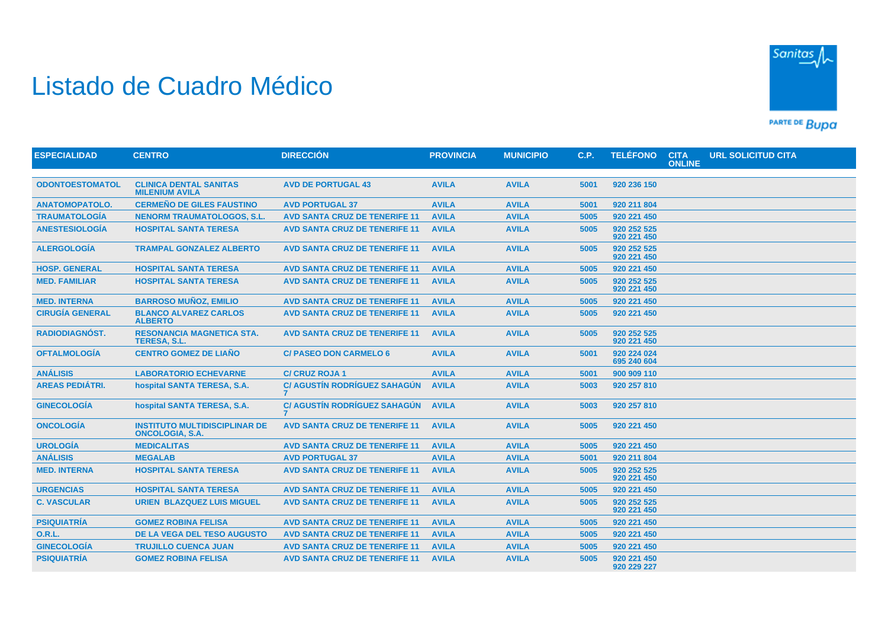# Listado de Cuadro Médico

| ESPECIALIDAD | CENTRO | DIRECCIÓN | PROVINCIA | MUNICIPIO | C.P. | TELÉFONO | CITA ONLINE | URL SOLICITUD CITA |
|---|---|---|---|---|---|---|---|---|
| ODONTOESTOMATOL | CLINICA DENTAL SANITAS MILENIUM AVILA | AVD DE PORTUGAL 43 | AVILA | AVILA | 5001 | 920 236 150 | | |
| ANATOMOPATOLO. | CERMEÑO DE GILES FAUSTINO | AVD PORTUGAL 37 | AVILA | AVILA | 5001 | 920 211 804 | | |
| TRAUMATOLOGÍA | NENORM TRAUMATOLOGOS, S.L. | AVD SANTA CRUZ DE TENERIFE 11 | AVILA | AVILA | 5005 | 920 221 450 | | |
| ANESTESIOLOGÍA | HOSPITAL SANTA TERESA | AVD SANTA CRUZ DE TENERIFE 11 | AVILA | AVILA | 5005 | 920 252 525 920 221 450 | | |
| ALERGOLOGÍA | TRAMPAL GONZALEZ ALBERTO | AVD SANTA CRUZ DE TENERIFE 11 | AVILA | AVILA | 5005 | 920 252 525 920 221 450 | | |
| HOSP. GENERAL | HOSPITAL SANTA TERESA | AVD SANTA CRUZ DE TENERIFE 11 | AVILA | AVILA | 5005 | 920 221 450 | | |
| MED. FAMILIAR | HOSPITAL SANTA TERESA | AVD SANTA CRUZ DE TENERIFE 11 | AVILA | AVILA | 5005 | 920 252 525 920 221 450 | | |
| MED. INTERNA | BARROSO MUÑOZ, EMILIO | AVD SANTA CRUZ DE TENERIFE 11 | AVILA | AVILA | 5005 | 920 221 450 | | |
| CIRUGÍA GENERAL | BLANCO ALVAREZ CARLOS ALBERTO | AVD SANTA CRUZ DE TENERIFE 11 | AVILA | AVILA | 5005 | 920 221 450 | | |
| RADIODIAGNÓST. | RESONANCIA MAGNETICA STA. TERESA, S.L. | AVD SANTA CRUZ DE TENERIFE 11 | AVILA | AVILA | 5005 | 920 252 525 920 221 450 | | |
| OFTALMOLOGÍA | CENTRO GOMEZ DE LIAÑO | C/ PASEO DON CARMELO 6 | AVILA | AVILA | 5001 | 920 224 024 695 240 604 | | |
| ANÁLISIS | LABORATORIO ECHEVARNE | C/ CRUZ ROJA 1 | AVILA | AVILA | 5001 | 900 909 110 | | |
| AREAS PEDIÁTRI. | hospital SANTA TERESA, S.A. | C/ AGUSTÍN RODRÍGUEZ SAHAGÚN 7 | AVILA | AVILA | 5003 | 920 257 810 | | |
| GINECOLOGÍA | hospital SANTA TERESA, S.A. | C/ AGUSTÍN RODRÍGUEZ SAHAGÚN 7 | AVILA | AVILA | 5003 | 920 257 810 | | |
| ONCOLOGÍA | INSTITUTO MULTIDISCIPLINAR DE ONCOLOGIA, S.A. | AVD SANTA CRUZ DE TENERIFE 11 | AVILA | AVILA | 5005 | 920 221 450 | | |
| UROLOGÍA | MEDICALITAS | AVD SANTA CRUZ DE TENERIFE 11 | AVILA | AVILA | 5005 | 920 221 450 | | |
| ANÁLISIS | MEGALAB | AVD PORTUGAL 37 | AVILA | AVILA | 5001 | 920 211 804 | | |
| MED. INTERNA | HOSPITAL SANTA TERESA | AVD SANTA CRUZ DE TENERIFE 11 | AVILA | AVILA | 5005 | 920 252 525 920 221 450 | | |
| URGENCIAS | HOSPITAL SANTA TERESA | AVD SANTA CRUZ DE TENERIFE 11 | AVILA | AVILA | 5005 | 920 221 450 | | |
| C. VASCULAR | URIEN BLAZQUEZ LUIS MIGUEL | AVD SANTA CRUZ DE TENERIFE 11 | AVILA | AVILA | 5005 | 920 252 525 920 221 450 | | |
| PSIQUIATRÍA | GOMEZ ROBINA FELISA | AVD SANTA CRUZ DE TENERIFE 11 | AVILA | AVILA | 5005 | 920 221 450 | | |
| O.R.L. | DE LA VEGA DEL TESO AUGUSTO | AVD SANTA CRUZ DE TENERIFE 11 | AVILA | AVILA | 5005 | 920 221 450 | | |
| GINECOLOGÍA | TRUJILLO CUENCA JUAN | AVD SANTA CRUZ DE TENERIFE 11 | AVILA | AVILA | 5005 | 920 221 450 | | |
| PSIQUIATRÍA | GOMEZ ROBINA FELISA | AVD SANTA CRUZ DE TENERIFE 11 | AVILA | AVILA | 5005 | 920 221 450 920 229 227 | | |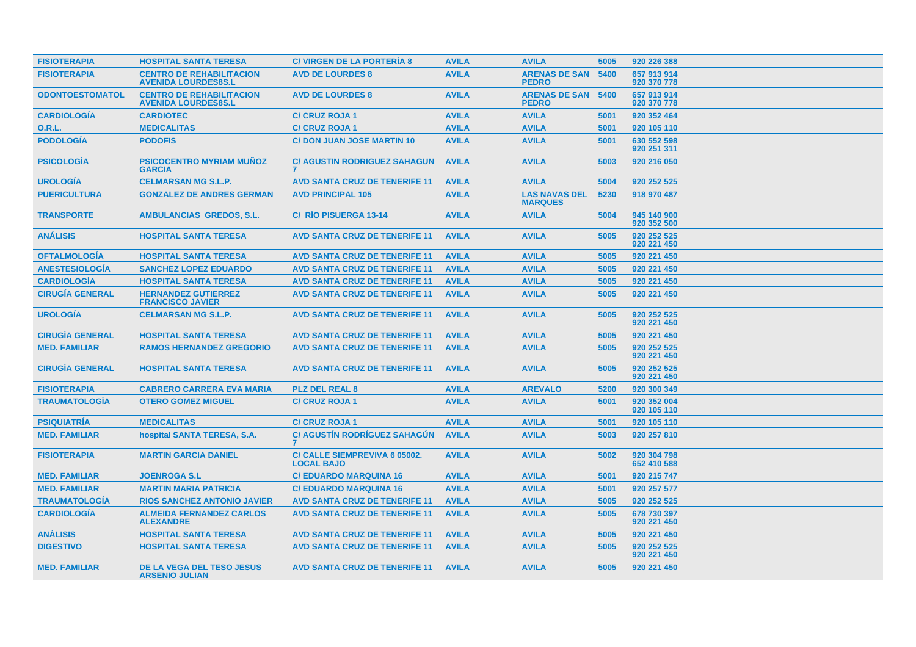| | | | | | | |
|---|---|---|---|---|---|---|
| **FISIOTERAPIA** | **HOSPITAL SANTA TERESA** | **C/ VIRGEN DE LA PORTERÍA 8** | **AVILA** | **AVILA** | **5005** | **920 226 388** |
| **FISIOTERAPIA** | **CENTRO DE REHABILITACION AVENIDA LOURDES8S.L** | **AVD DE LOURDES 8** | **AVILA** | **ARENAS DE SAN PEDRO** | **5400** | **657 913 914 920 370 778** |
| **ODONTOESTOMATOL** | **CENTRO DE REHABILITACION AVENIDA LOURDES8S.L** | **AVD DE LOURDES 8** | **AVILA** | **ARENAS DE SAN PEDRO** | **5400** | **657 913 914 920 370 778** |
| **CARDIOLOGÍA** | **CARDIOTEC** | **C/ CRUZ ROJA 1** | **AVILA** | **AVILA** | **5001** | **920 352 464** |
| **O.R.L.** | **MEDICALITAS** | **C/ CRUZ ROJA 1** | **AVILA** | **AVILA** | **5001** | **920 105 110** |
| **PODOLOGÍA** | **PODOFIS** | **C/ DON JUAN JOSE MARTIN 10** | **AVILA** | **AVILA** | **5001** | **630 552 598 920 251 311** |
| **PSICOLOGÍA** | **PSICOCENTRO MYRIAM MUÑOZ GARCIA** | **C/ AGUSTIN RODRIGUEZ SAHAGUN 7** | **AVILA** | **AVILA** | **5003** | **920 216 050** |
| **UROLOGÍA** | **CELMARSAN MG S.L.P.** | **AVD SANTA CRUZ DE TENERIFE 11** | **AVILA** | **AVILA** | **5004** | **920 252 525** |
| **PUERICULTURA** | **GONZALEZ DE ANDRES GERMAN** | **AVD PRINCIPAL 105** | **AVILA** | **LAS NAVAS DEL MARQUES** | **5230** | **918 970 487** |
| **TRANSPORTE** | **AMBULANCIAS GREDOS, S.L.** | **C/ RÍO PISUERGA 13-14** | **AVILA** | **AVILA** | **5004** | **945 140 900 920 352 500** |
| **ANÁLISIS** | **HOSPITAL SANTA TERESA** | **AVD SANTA CRUZ DE TENERIFE 11** | **AVILA** | **AVILA** | **5005** | **920 252 525 920 221 450** |
| **OFTALMOLOGÍA** | **HOSPITAL SANTA TERESA** | **AVD SANTA CRUZ DE TENERIFE 11** | **AVILA** | **AVILA** | **5005** | **920 221 450** |
| **ANESTESIOLOGÍA** | **SANCHEZ LOPEZ EDUARDO** | **AVD SANTA CRUZ DE TENERIFE 11** | **AVILA** | **AVILA** | **5005** | **920 221 450** |
| **CARDIOLOGÍA** | **HOSPITAL SANTA TERESA** | **AVD SANTA CRUZ DE TENERIFE 11** | **AVILA** | **AVILA** | **5005** | **920 221 450** |
| **CIRUGÍA GENERAL** | **HERNANDEZ GUTIERREZ FRANCISCO JAVIER** | **AVD SANTA CRUZ DE TENERIFE 11** | **AVILA** | **AVILA** | **5005** | **920 221 450** |
| **UROLOGÍA** | **CELMARSAN MG S.L.P.** | **AVD SANTA CRUZ DE TENERIFE 11** | **AVILA** | **AVILA** | **5005** | **920 252 525 920 221 450** |
| **CIRUGÍA GENERAL** | **HOSPITAL SANTA TERESA** | **AVD SANTA CRUZ DE TENERIFE 11** | **AVILA** | **AVILA** | **5005** | **920 221 450** |
| **MED. FAMILIAR** | **RAMOS HERNANDEZ GREGORIO** | **AVD SANTA CRUZ DE TENERIFE 11** | **AVILA** | **AVILA** | **5005** | **920 252 525 920 221 450** |
| **CIRUGÍA GENERAL** | **HOSPITAL SANTA TERESA** | **AVD SANTA CRUZ DE TENERIFE 11** | **AVILA** | **AVILA** | **5005** | **920 252 525 920 221 450** |
| **FISIOTERAPIA** | **CABRERO CARRERA EVA MARIA** | **PLZ DEL REAL 8** | **AVILA** | **AREVALO** | **5200** | **920 300 349** |
| **TRAUMATOLOGÍA** | **OTERO GOMEZ MIGUEL** | **C/ CRUZ ROJA 1** | **AVILA** | **AVILA** | **5001** | **920 352 004 920 105 110** |
| **PSIQUIATRÍA** | **MEDICALITAS** | **C/ CRUZ ROJA 1** | **AVILA** | **AVILA** | **5001** | **920 105 110** |
| **MED. FAMILIAR** | **hospital SANTA TERESA, S.A.** | **C/ AGUSTÍN RODRÍGUEZ SAHAGÚN 7** | **AVILA** | **AVILA** | **5003** | **920 257 810** |
| **FISIOTERAPIA** | **MARTIN GARCIA DANIEL** | **C/ CALLE SIEMPREVIVA 6 05002. LOCAL BAJO** | **AVILA** | **AVILA** | **5002** | **920 304 798 652 410 588** |
| **MED. FAMILIAR** | **JOENROGA S.L** | **C/ EDUARDO MARQUINA 16** | **AVILA** | **AVILA** | **5001** | **920 215 747** |
| **MED. FAMILIAR** | **MARTIN MARIA PATRICIA** | **C/ EDUARDO MARQUINA 16** | **AVILA** | **AVILA** | **5001** | **920 257 577** |
| **TRAUMATOLOGÍA** | **RIOS SANCHEZ ANTONIO JAVIER** | **AVD SANTA CRUZ DE TENERIFE 11** | **AVILA** | **AVILA** | **5005** | **920 252 525** |
| **CARDIOLOGÍA** | **ALMEIDA FERNANDEZ CARLOS ALEXANDRE** | **AVD SANTA CRUZ DE TENERIFE 11** | **AVILA** | **AVILA** | **5005** | **678 730 397 920 221 450** |
| **ANÁLISIS** | **HOSPITAL SANTA TERESA** | **AVD SANTA CRUZ DE TENERIFE 11** | **AVILA** | **AVILA** | **5005** | **920 221 450** |
| **DIGESTIVO** | **HOSPITAL SANTA TERESA** | **AVD SANTA CRUZ DE TENERIFE 11** | **AVILA** | **AVILA** | **5005** | **920 252 525 920 221 450** |
| **MED. FAMILIAR** | **DE LA VEGA DEL TESO JESUS ARSENIO JULIAN** | **AVD SANTA CRUZ DE TENERIFE 11** | **AVILA** | **AVILA** | **5005** | **920 221 450** |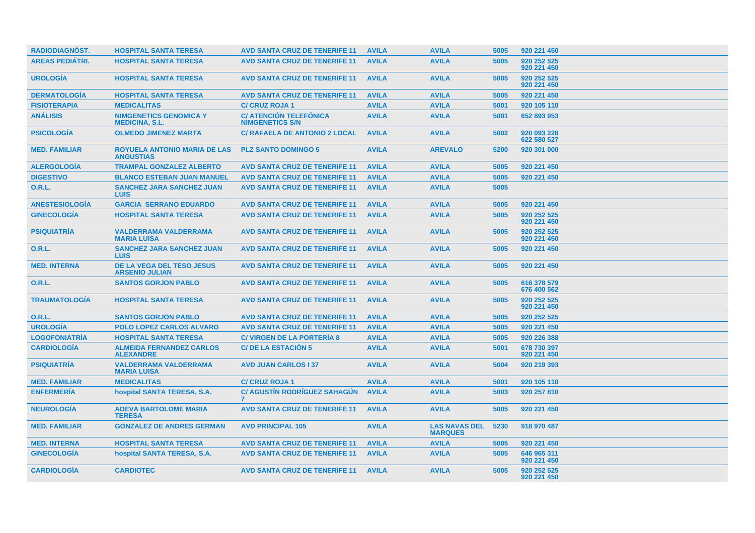| RADIODIAGNÓST. | HOSPITAL SANTA TERESA | AVD SANTA CRUZ DE TENERIFE 11 | AVILA | AVILA | 5005 | 920 221 450 |
|---|---|---|---|---|---|---|
| AREAS PEDIÁTRI. | HOSPITAL SANTA TERESA | AVD SANTA CRUZ DE TENERIFE 11 | AVILA | AVILA | 5005 | 920 252 525<br>920 221 450 |
| UROLOGÍA | HOSPITAL SANTA TERESA | AVD SANTA CRUZ DE TENERIFE 11 | AVILA | AVILA | 5005 | 920 252 525<br>920 221 450 |
| DERMATOLOGÍA | HOSPITAL SANTA TERESA | AVD SANTA CRUZ DE TENERIFE 11 | AVILA | AVILA | 5005 | 920 221 450 |
| FISIOTERAPIA | MEDICALITAS | C/ CRUZ ROJA 1 | AVILA | AVILA | 5001 | 920 105 110 |
| ANÁLISIS | NIMGENETICS GENOMICA Y MEDICINA, S.L. | C/ ATENCIÓN TELEFÓNICA NIMGENETICS S/N | AVILA | AVILA | 5001 | 652 893 953 |
| PSICOLOGÍA | OLMEDO JIMENEZ MARTA | C/ RAFAELA DE ANTONIO 2 LOCAL | AVILA | AVILA | 5002 | 920 093 228<br>622 580 527 |
| MED. FAMILIAR | ROYUELA ANTONIO MARIA DE LAS ANGUSTIAS | PLZ SANTO DOMINGO 5 | AVILA | AREVALO | 5200 | 920 301 000 |
| ALERGOLOGÍA | TRAMPAL GONZALEZ ALBERTO | AVD SANTA CRUZ DE TENERIFE 11 | AVILA | AVILA | 5005 | 920 221 450 |
| DIGESTIVO | BLANCO ESTEBAN JUAN MANUEL | AVD SANTA CRUZ DE TENERIFE 11 | AVILA | AVILA | 5005 | 920 221 450 |
| O.R.L. | SANCHEZ JARA SANCHEZ JUAN LUIS | AVD SANTA CRUZ DE TENERIFE 11 | AVILA | AVILA | 5005 | |
| ANESTESIOLOGÍA | GARCIA SERRANO EDUARDO | AVD SANTA CRUZ DE TENERIFE 11 | AVILA | AVILA | 5005 | 920 221 450 |
| GINECOLOGÍA | HOSPITAL SANTA TERESA | AVD SANTA CRUZ DE TENERIFE 11 | AVILA | AVILA | 5005 | 920 252 525<br>920 221 450 |
| PSIQUIATRÍA | VALDERRAMA VALDERRAMA MARIA LUISA | AVD SANTA CRUZ DE TENERIFE 11 | AVILA | AVILA | 5005 | 920 252 525<br>920 221 450 |
| O.R.L. | SANCHEZ JARA SANCHEZ JUAN LUIS | AVD SANTA CRUZ DE TENERIFE 11 | AVILA | AVILA | 5005 | 920 221 450 |
| MED. INTERNA | DE LA VEGA DEL TESO JESUS ARSENIO JULIAN | AVD SANTA CRUZ DE TENERIFE 11 | AVILA | AVILA | 5005 | 920 221 450 |
| O.R.L. | SANTOS GORJON PABLO | AVD SANTA CRUZ DE TENERIFE 11 | AVILA | AVILA | 5005 | 616 378 579<br>676 400 562 |
| TRAUMATOLOGÍA | HOSPITAL SANTA TERESA | AVD SANTA CRUZ DE TENERIFE 11 | AVILA | AVILA | 5005 | 920 252 525<br>920 221 450 |
| O.R.L. | SANTOS GORJON PABLO | AVD SANTA CRUZ DE TENERIFE 11 | AVILA | AVILA | 5005 | 920 252 525 |
| UROLOGÍA | POLO LOPEZ CARLOS ALVARO | AVD SANTA CRUZ DE TENERIFE 11 | AVILA | AVILA | 5005 | 920 221 450 |
| LOGOFONIATRÍA | HOSPITAL SANTA TERESA | C/ VIRGEN DE LA PORTERÍA 8 | AVILA | AVILA | 5005 | 920 226 388 |
| CARDIOLOGÍA | ALMEIDA FERNANDEZ CARLOS ALEXANDRE | C/ DE LA ESTACIÓN 5 | AVILA | AVILA | 5001 | 678 730 397<br>920 221 450 |
| PSIQUIATRÍA | VALDERRAMA VALDERRAMA MARIA LUISA | AVD JUAN CARLOS I 37 | AVILA | AVILA | 5004 | 920 219 393 |
| MED. FAMILIAR | MEDICALITAS | C/ CRUZ ROJA 1 | AVILA | AVILA | 5001 | 920 105 110 |
| ENFERMERÍA | hospital SANTA TERESA, S.A. | C/ AGUSTÍN RODRÍGUEZ SAHAGÚN 7 | AVILA | AVILA | 5003 | 920 257 810 |
| NEUROLOGÍA | ADEVA BARTOLOME MARIA TERESA | AVD SANTA CRUZ DE TENERIFE 11 | AVILA | AVILA | 5005 | 920 221 450 |
| MED. FAMILIAR | GONZALEZ DE ANDRES GERMAN | AVD PRINCIPAL 105 | AVILA | LAS NAVAS DEL MARQUES | 5230 | 918 970 487 |
| MED. INTERNA | HOSPITAL SANTA TERESA | AVD SANTA CRUZ DE TENERIFE 11 | AVILA | AVILA | 5005 | 920 221 450 |
| GINECOLOGÍA | hospital SANTA TERESA, S.A. | AVD SANTA CRUZ DE TENERIFE 11 | AVILA | AVILA | 5005 | 646 965 311<br>920 221 450 |
| CARDIOLOGÍA | CARDIOTEC | AVD SANTA CRUZ DE TENERIFE 11 | AVILA | AVILA | 5005 | 920 252 525<br>920 221 450 |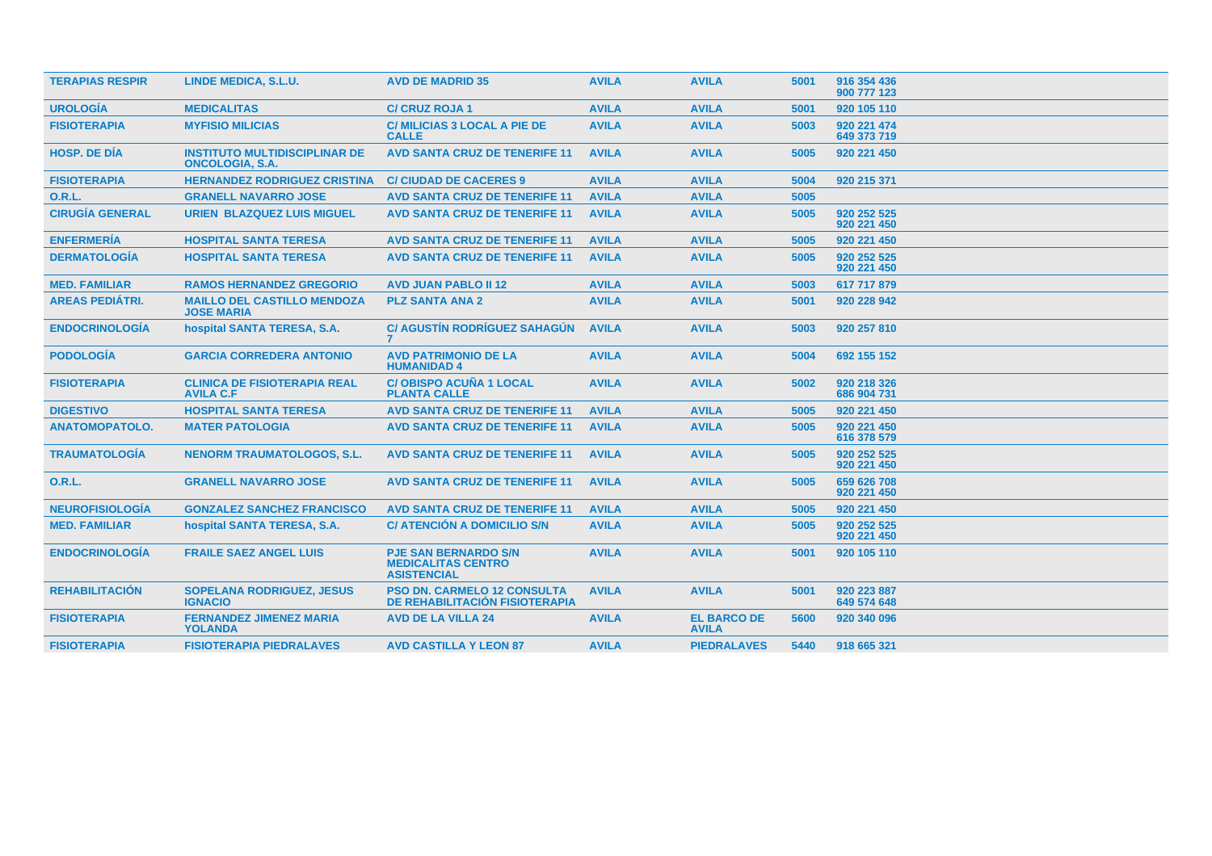| | | | | | | |
|---|---|---|---|---|---|---|
| TERAPIAS RESPIR | LINDE MEDICA, S.L.U. | AVD DE MADRID 35 | AVILA | AVILA | 5001 | 916 354 436<br>900 777 123 |
| UROLOGÍA | MEDICALITAS | C/ CRUZ ROJA 1 | AVILA | AVILA | 5001 | 920 105 110 |
| FISIOTERAPIA | MYFISIO MILICIAS | C/ MILICIAS 3 LOCAL A PIE DE CALLE | AVILA | AVILA | 5003 | 920 221 474<br>649 373 719 |
| HOSP. DE DÍA | INSTITUTO MULTIDISCIPLINAR DE ONCOLOGIA, S.A. | AVD SANTA CRUZ DE TENERIFE 11 | AVILA | AVILA | 5005 | 920 221 450 |
| FISIOTERAPIA | HERNANDEZ RODRIGUEZ CRISTINA | C/ CIUDAD DE CACERES 9 | AVILA | AVILA | 5004 | 920 215 371 |
| O.R.L. | GRANELL NAVARRO JOSE | AVD SANTA CRUZ DE TENERIFE 11 | AVILA | AVILA | 5005 | |
| CIRUGÍA GENERAL | URIEN BLAZQUEZ LUIS MIGUEL | AVD SANTA CRUZ DE TENERIFE 11 | AVILA | AVILA | 5005 | 920 252 525<br>920 221 450 |
| ENFERMERÍA | HOSPITAL SANTA TERESA | AVD SANTA CRUZ DE TENERIFE 11 | AVILA | AVILA | 5005 | 920 221 450 |
| DERMATOLOGÍA | HOSPITAL SANTA TERESA | AVD SANTA CRUZ DE TENERIFE 11 | AVILA | AVILA | 5005 | 920 252 525<br>920 221 450 |
| MED. FAMILIAR | RAMOS HERNANDEZ GREGORIO | AVD JUAN PABLO II 12 | AVILA | AVILA | 5003 | 617 717 879 |
| AREAS PEDIÁTRI. | MAILLO DEL CASTILLO MENDOZA JOSE MARIA | PLZ SANTA ANA 2 | AVILA | AVILA | 5001 | 920 228 942 |
| ENDOCRINOLOGÍA | hospital SANTA TERESA, S.A. | C/ AGUSTÍN RODRÍGUEZ SAHAGÚN 7 | AVILA | AVILA | 5003 | 920 257 810 |
| PODOLOGÍA | GARCIA CORREDERA ANTONIO | AVD PATRIMONIO DE LA HUMANIDAD 4 | AVILA | AVILA | 5004 | 692 155 152 |
| FISIOTERAPIA | CLINICA DE FISIOTERAPIA REAL AVILA C.F | C/ OBISPO ACUÑA 1 LOCAL PLANTA CALLE | AVILA | AVILA | 5002 | 920 218 326<br>686 904 731 |
| DIGESTIVO | HOSPITAL SANTA TERESA | AVD SANTA CRUZ DE TENERIFE 11 | AVILA | AVILA | 5005 | 920 221 450 |
| ANATOMOPATOLO. | MATER PATOLOGIA | AVD SANTA CRUZ DE TENERIFE 11 | AVILA | AVILA | 5005 | 920 221 450<br>616 378 579 |
| TRAUMATOLOGÍA | NENORM TRAUMATOLOGOS, S.L. | AVD SANTA CRUZ DE TENERIFE 11 | AVILA | AVILA | 5005 | 920 252 525<br>920 221 450 |
| O.R.L. | GRANELL NAVARRO JOSE | AVD SANTA CRUZ DE TENERIFE 11 | AVILA | AVILA | 5005 | 659 626 708<br>920 221 450 |
| NEUROFISIOLOGÍA | GONZALEZ SANCHEZ FRANCISCO | AVD SANTA CRUZ DE TENERIFE 11 | AVILA | AVILA | 5005 | 920 221 450 |
| MED. FAMILIAR | hospital SANTA TERESA, S.A. | C/ ATENCIÓN A DOMICILIO S/N | AVILA | AVILA | 5005 | 920 252 525<br>920 221 450 |
| ENDOCRINOLOGÍA | FRAILE SAEZ ANGEL LUIS | PJE SAN BERNARDO S/N MEDICALITAS CENTRO ASISTENCIAL | AVILA | AVILA | 5001 | 920 105 110 |
| REHABILITACIÓN | SOPELANA RODRIGUEZ, JESUS IGNACIO | PSO DN. CARMELO 12 CONSULTA DE REHABILITACIÓN FISIOTERAPIA | AVILA | AVILA | 5001 | 920 223 887<br>649 574 648 |
| FISIOTERAPIA | FERNANDEZ JIMENEZ MARIA YOLANDA | AVD DE LA VILLA 24 | AVILA | EL BARCO DE AVILA | 5600 | 920 340 096 |
| FISIOTERAPIA | FISIOTERAPIA PIEDRALAVES | AVD CASTILLA Y LEON 87 | AVILA | PIEDRALAVES | 5440 | 918 665 321 |